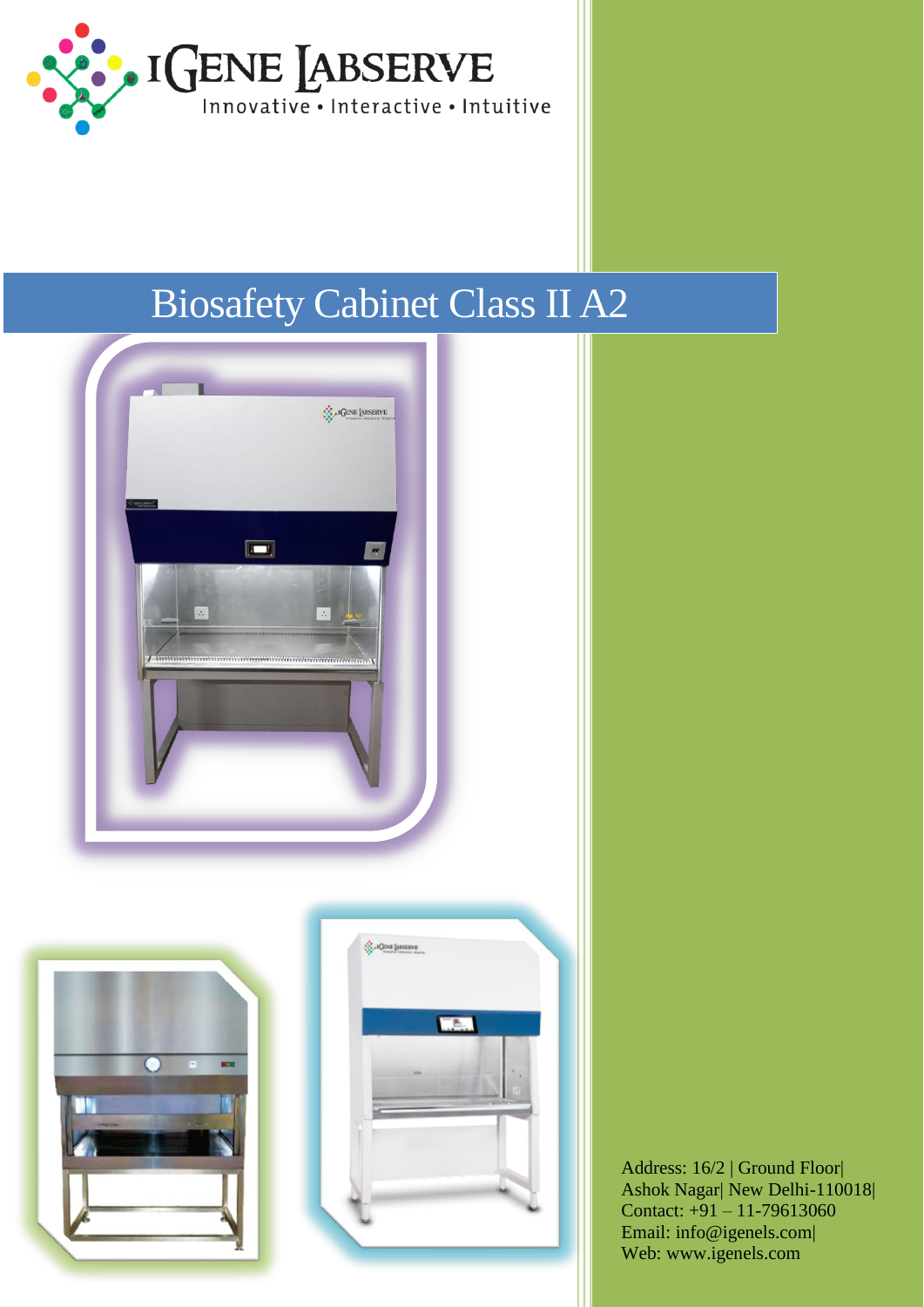IGENE LABSERVE

Innovative • Interactive • Intuitive

# Biosafety Cabinet Class II A2

Address: 16/2 | Ground Floor|
Ashok Nagar| New Delhi-110018|
Contact: +91 – 11-79613060
Email: info@igenels.com|
Web: www.igenels.com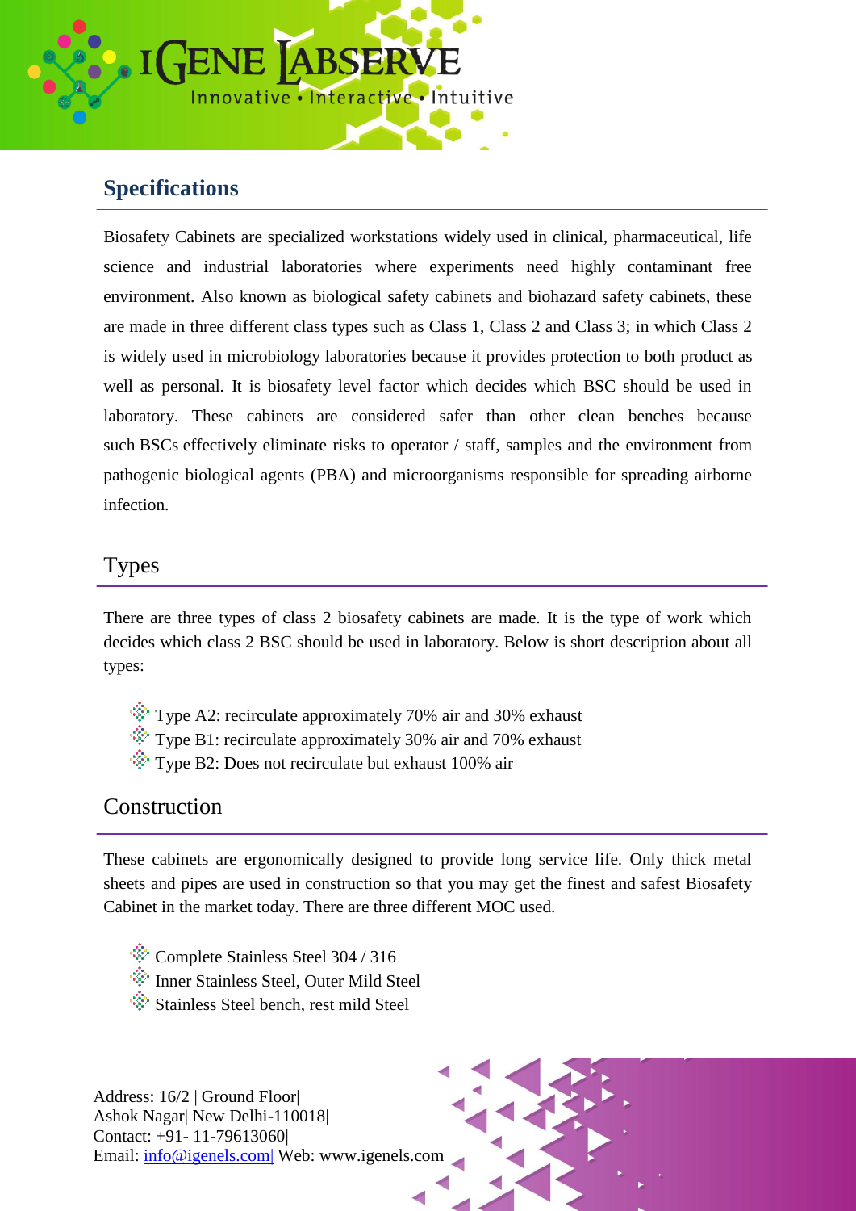## Specifications

Biosafety Cabinets are specialized workstations widely used in clinical, pharmaceutical, life science and industrial laboratories where experiments need highly contaminant free environment. Also known as biological safety cabinets and biohazard safety cabinets, these are made in three different class types such as Class 1, Class 2 and Class 3; in which Class 2 is widely used in microbiology laboratories because it provides protection to both product as well as personal. It is biosafety level factor which decides which BSC should be used in laboratory. These cabinets are considered safer than other clean benches because such BSCs effectively eliminate risks to operator / staff, samples and the environment from pathogenic biological agents (PBA) and microorganisms responsible for spreading airborne infection.

## Types

There are three types of class 2 biosafety cabinets are made. It is the type of work which decides which class 2 BSC should be used in laboratory. Below is short description about all types:

- Type A2: recirculate approximately 70% air and 30% exhaust
- Type B1: recirculate approximately 30% air and 70% exhaust
- Type B2: Does not recirculate but exhaust 100% air

## Construction

These cabinets are ergonomically designed to provide long service life. Only thick metal sheets and pipes are used in construction so that you may get the finest and safest Biosafety Cabinet in the market today. There are three different MOC used.

- Complete Stainless Steel 304 / 316
- Inner Stainless Steel, Outer Mild Steel
- Stainless Steel bench, rest mild Steel

Address: 16/2 | Ground Floor|
Ashok Nagar| New Delhi-110018|
Contact: +91- 11-79613060|
Email: info@igenels.com| Web: www.igenels.com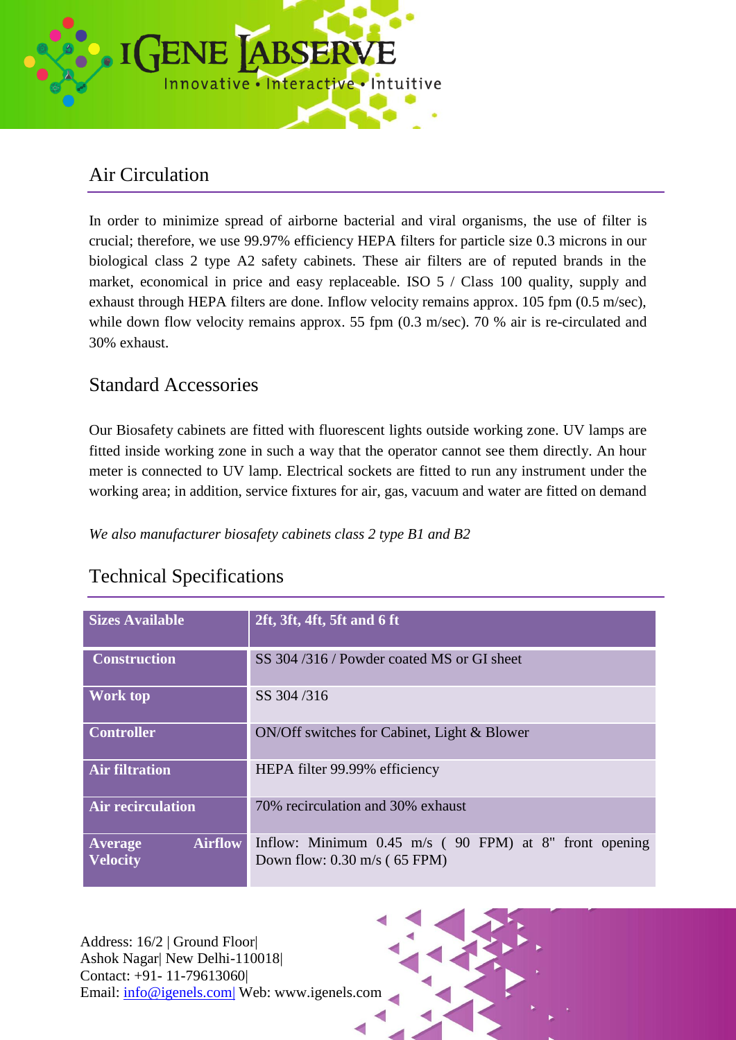## Air Circulation

In order to minimize spread of airborne bacterial and viral organisms, the use of filter is crucial; therefore, we use 99.97% efficiency HEPA filters for particle size 0.3 microns in our biological class 2 type A2 safety cabinets. These air filters are of reputed brands in the market, economical in price and easy replaceable. ISO 5 / Class 100 quality, supply and exhaust through HEPA filters are done. Inflow velocity remains approx. 105 fpm (0.5 m/sec), while down flow velocity remains approx. 55 fpm (0.3 m/sec). 70 % air is re-circulated and 30% exhaust.

## Standard Accessories

Our Biosafety cabinets are fitted with fluorescent lights outside working zone. UV lamps are fitted inside working zone in such a way that the operator cannot see them directly. An hour meter is connected to UV lamp. Electrical sockets are fitted to run any instrument under the working area; in addition, service fixtures for air, gas, vacuum and water are fitted on demand

*We also manufacturer biosafety cabinets class 2 type B1 and B2*

## Technical Specifications

| Sizes Available | 2ft, 3ft, 4ft, 5ft and 6 ft |
|---|---|
| Construction | SS 304 /316 / Powder coated MS or GI sheet |
| Work top | SS 304 /316 |
| Controller | ON/Off switches for Cabinet, Light & Blower |
| Air filtration | HEPA filter 99.99% efficiency |
| Air recirculation | 70% recirculation and 30% exhaust |
| Average Airflow Velocity | Inflow: Minimum 0.45 m/s ( 90 FPM) at 8" front opening<br>Down flow: 0.30 m/s ( 65 FPM) |

Address: 16/2 | Ground Floor|
Ashok Nagar| New Delhi-110018|
Contact: +91- 11-79613060|
Email: info@igenels.com| Web: www.igenels.com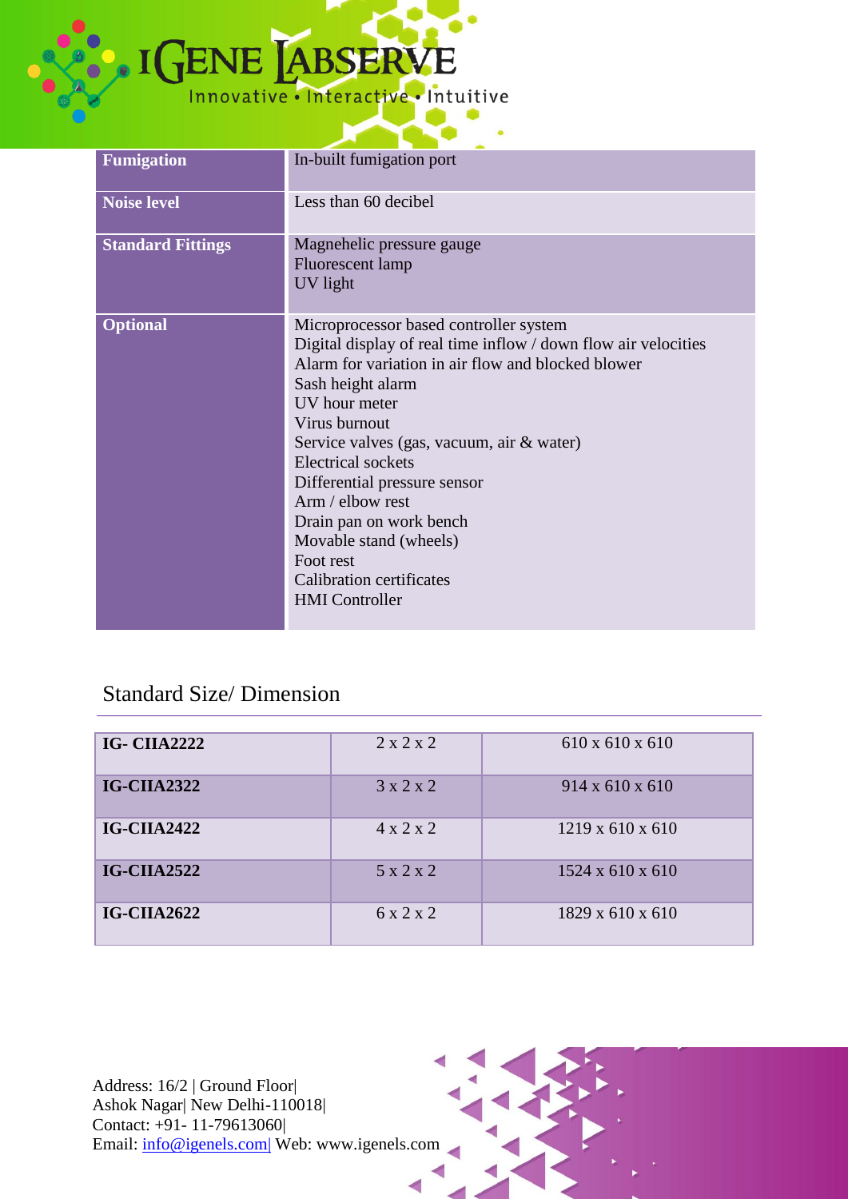| | |
|---|---|
| **Fumigation** | In-built fumigation port |
| **Noise level** | Less than 60 decibel |
| **Standard Fittings** | Magnehelic pressure gauge<br>Fluorescent lamp<br>UV light |
| **Optional** | Microprocessor based controller system<br>Digital display of real time inflow / down flow air velocities<br>Alarm for variation in air flow and blocked blower<br>Sash height alarm<br>UV hour meter<br>Virus burnout<br>Service valves (gas, vacuum, air & water)<br>Electrical sockets<br>Differential pressure sensor<br>Arm / elbow rest<br>Drain pan on work bench<br>Movable stand (wheels)<br>Foot rest<br>Calibration certificates<br>HMI Controller |

## Standard Size/ Dimension

| | | |
|---|---|---|
| **IG- CIIA2222** | 2 x 2 x 2 | 610 x 610 x 610 |
| **IG-CIIA2322** | 3 x 2 x 2 | 914 x 610 x 610 |
| **IG-CIIA2422** | 4 x 2 x 2 | 1219 x 610 x 610 |
| **IG-CIIA2522** | 5 x 2 x 2 | 1524 x 610 x 610 |
| **IG-CIIA2622** | 6 x 2 x 2 | 1829 x 610 x 610 |

Address: 16/2 | Ground Floor|
Ashok Nagar| New Delhi-110018|
Contact: +91- 11-79613060|
Email: info@igenels.com| Web: www.igenels.com